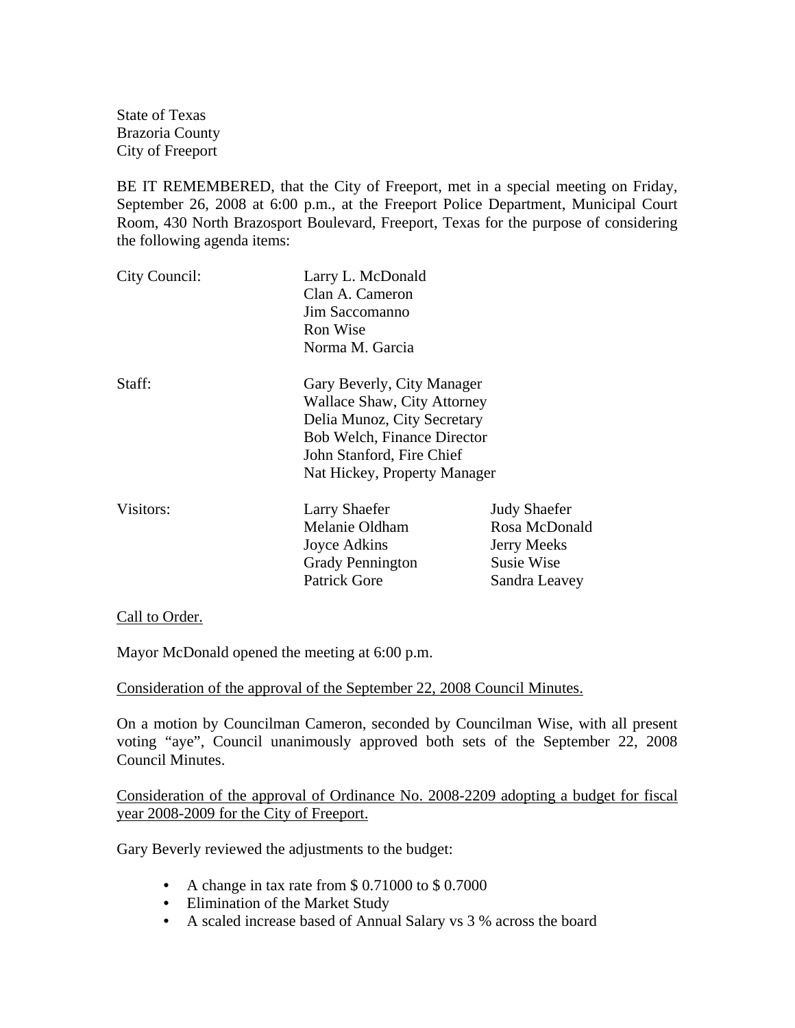State of Texas
Brazoria County
City of Freeport

BE IT REMEMBERED, that the City of Freeport, met in a special meeting on Friday, September 26, 2008 at 6:00 p.m., at the Freeport Police Department, Municipal Court Room, 430 North Brazosport Boulevard, Freeport, Texas for the purpose of considering the following agenda items:

| | | |
|---|---|---|
| City Council: | Larry L. McDonald | |
| | Clan A. Cameron | |
| | Jim Saccomanno | |
| | Ron Wise | |
| | Norma M. Garcia | |
| Staff: | Gary Beverly, City Manager | |
| | Wallace Shaw, City Attorney | |
| | Delia Munoz, City Secretary | |
| | Bob Welch, Finance Director | |
| | John Stanford, Fire Chief | |
| | Nat Hickey, Property Manager | |
| Visitors: | Larry Shaefer | Judy Shaefer |
| | Melanie Oldham | Rosa McDonald |
| | Joyce Adkins | Jerry Meeks |
| | Grady Pennington | Susie Wise |
| | Patrick Gore | Sandra Leavey |

<u>Call to Order.</u>

Mayor McDonald opened the meeting at 6:00 p.m.

<u>Consideration of the approval of the September 22, 2008 Council Minutes.</u>

On a motion by Councilman Cameron, seconded by Councilman Wise, with all present voting "aye", Council unanimously approved both sets of the September 22, 2008 Council Minutes.

<u>Consideration of the approval of Ordinance No. 2008-2209 adopting a budget for fiscal year 2008-2009 for the City of Freeport.</u>

Gary Beverly reviewed the adjustments to the budget:

- A change in tax rate from $ 0.71000 to $ 0.7000
- Elimination of the Market Study
- A scaled increase based of Annual Salary vs 3 % across the board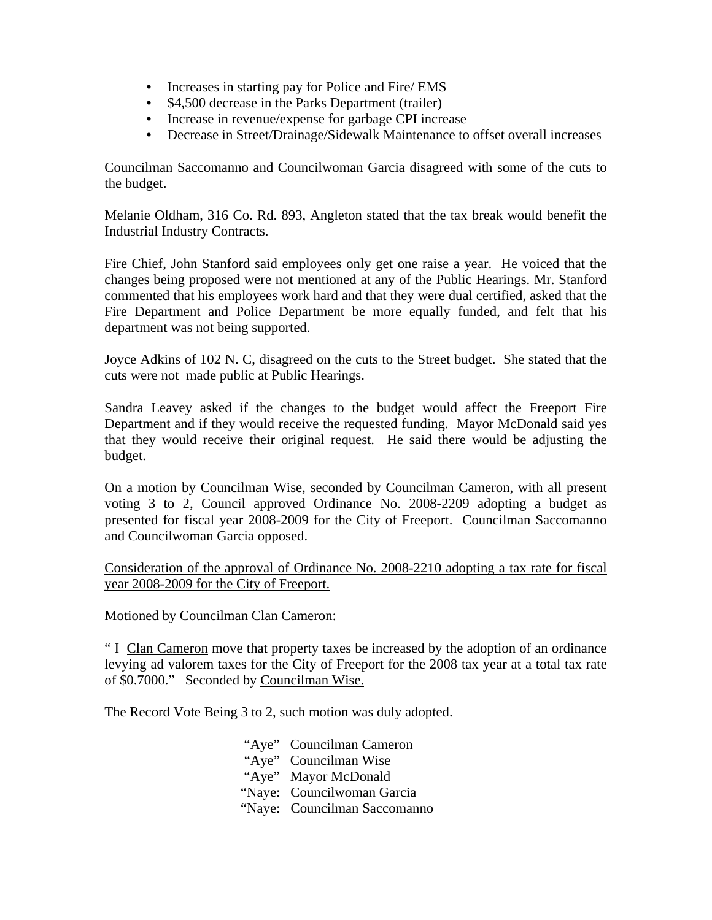- Increases in starting pay for Police and Fire/ EMS
- $4,500 decrease in the Parks Department (trailer)
- Increase in revenue/expense for garbage CPI increase
- Decrease in Street/Drainage/Sidewalk Maintenance to offset overall increases

Councilman Saccomanno and Councilwoman Garcia disagreed with some of the cuts to the budget.

Melanie Oldham, 316 Co. Rd. 893, Angleton stated that the tax break would benefit the Industrial Industry Contracts.

Fire Chief, John Stanford said employees only get one raise a year. He voiced that the changes being proposed were not mentioned at any of the Public Hearings. Mr. Stanford commented that his employees work hard and that they were dual certified, asked that the Fire Department and Police Department be more equally funded, and felt that his department was not being supported.

Joyce Adkins of 102 N. C, disagreed on the cuts to the Street budget. She stated that the cuts were not made public at Public Hearings.

Sandra Leavey asked if the changes to the budget would affect the Freeport Fire Department and if they would receive the requested funding. Mayor McDonald said yes that they would receive their original request. He said there would be adjusting the budget.

On a motion by Councilman Wise, seconded by Councilman Cameron, with all present voting 3 to 2, Council approved Ordinance No. 2008-2209 adopting a budget as presented for fiscal year 2008-2009 for the City of Freeport. Councilman Saccomanno and Councilwoman Garcia opposed.

<u>Consideration of the approval of Ordinance No. 2008-2210 adopting a tax rate for fiscal year 2008-2009 for the City of Freeport.</u>

Motioned by Councilman Clan Cameron:

" I <u>Clan Cameron</u> move that property taxes be increased by the adoption of an ordinance levying ad valorem taxes for the City of Freeport for the 2008 tax year at a total tax rate of $0.7000." Seconded by <u>Councilman Wise.</u>

The Record Vote Being 3 to 2, such motion was duly adopted.

"Aye" Councilman Cameron
"Aye" Councilman Wise
"Aye" Mayor McDonald
"Naye: Councilwoman Garcia
"Naye: Councilman Saccomanno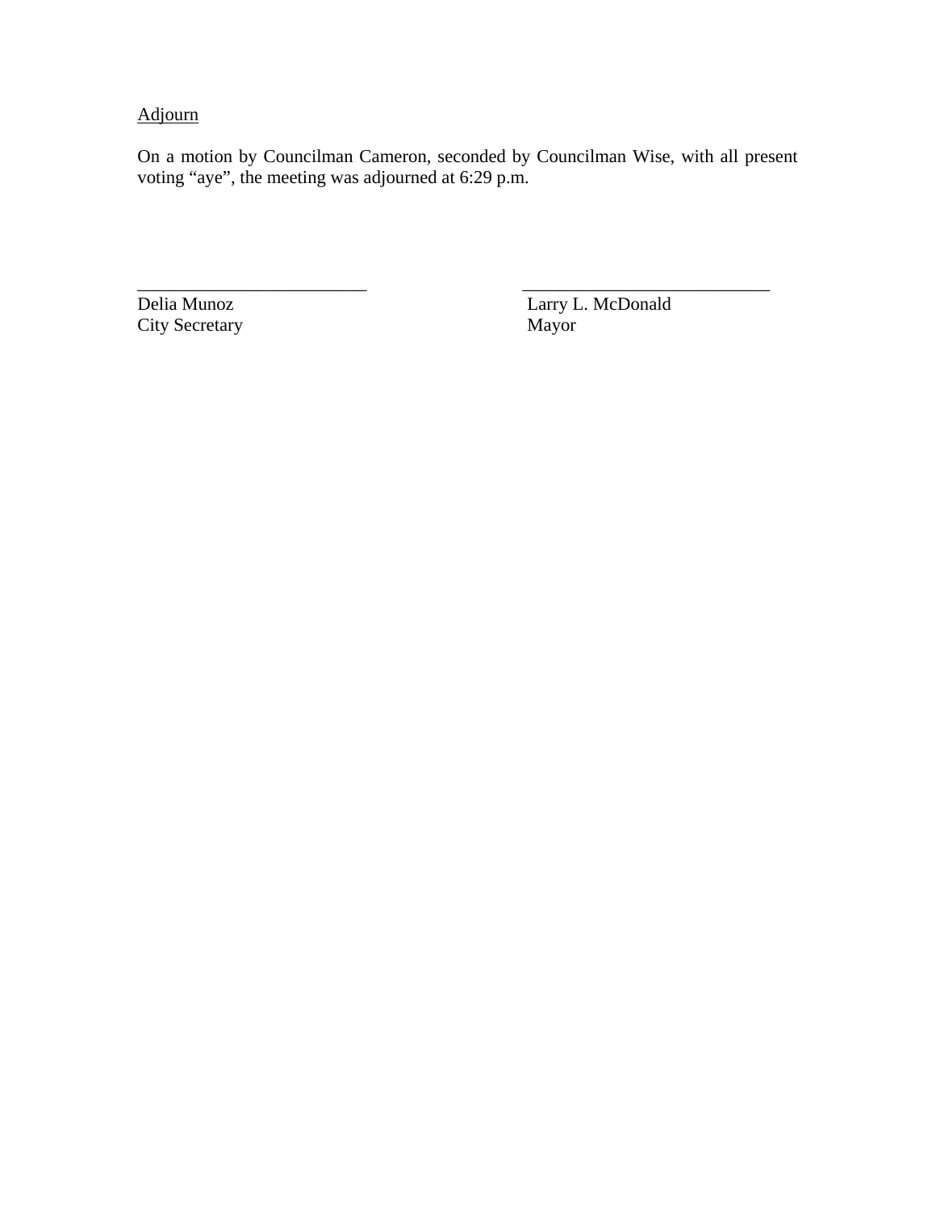Adjourn

On a motion by Councilman Cameron, seconded by Councilman Wise, with all present voting "aye", the meeting was adjourned at 6:29 p.m.

| | |
|---|---|
| \_\_\_\_\_\_\_\_\_\_\_\_\_\_\_\_\_\_\_\_\_\_\_\_\_\_ | \_\_\_\_\_\_\_\_\_\_\_\_\_\_\_\_\_\_\_\_\_\_\_\_\_\_\_\_ |
| Delia Munoz | Larry L. McDonald |
| City Secretary | Mayor |